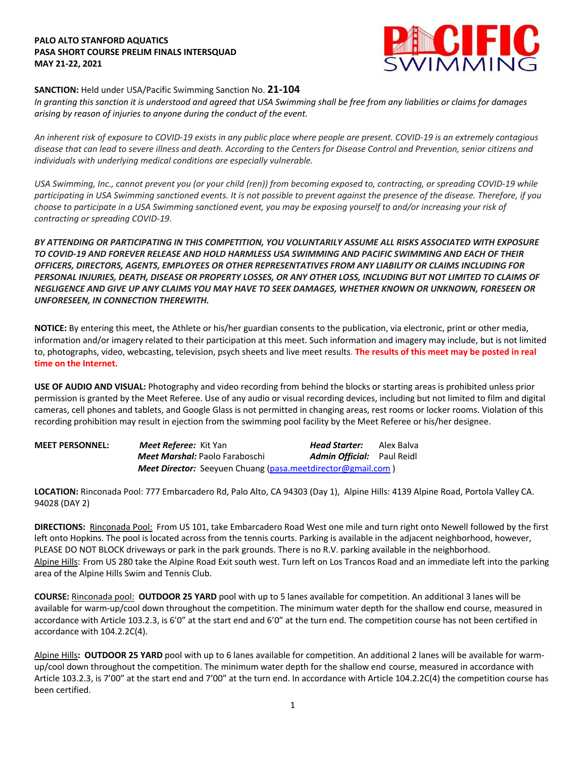**PALO ALTO STANFORD AQUATICS**
**PASA SHORT COURSE PRELIM FINALS INTERSQUAD**
**MAY 21-22, 2021**

**SANCTION:** Held under USA/Pacific Swimming Sanction No. **21-104**
*In granting this sanction it is understood and agreed that USA Swimming shall be free from any liabilities or claims for damages arising by reason of injuries to anyone during the conduct of the event.*

*An inherent risk of exposure to COVID-19 exists in any public place where people are present. COVID-19 is an extremely contagious disease that can lead to severe illness and death. According to the Centers for Disease Control and Prevention, senior citizens and individuals with underlying medical conditions are especially vulnerable.*

*USA Swimming, Inc., cannot prevent you (or your child (ren)) from becoming exposed to, contracting, or spreading COVID-19 while participating in USA Swimming sanctioned events. It is not possible to prevent against the presence of the disease. Therefore, if you choose to participate in a USA Swimming sanctioned event, you may be exposing yourself to and/or increasing your risk of contracting or spreading COVID-19.*

***BY ATTENDING OR PARTICIPATING IN THIS COMPETITION, YOU VOLUNTARILY ASSUME ALL RISKS ASSOCIATED WITH EXPOSURE TO COVID-19 AND FOREVER RELEASE AND HOLD HARMLESS USA SWIMMING AND PACIFIC SWIMMING AND EACH OF THEIR OFFICERS, DIRECTORS, AGENTS, EMPLOYEES OR OTHER REPRESENTATIVES FROM ANY LIABILITY OR CLAIMS INCLUDING FOR PERSONAL INJURIES, DEATH, DISEASE OR PROPERTY LOSSES, OR ANY OTHER LOSS, INCLUDING BUT NOT LIMITED TO CLAIMS OF NEGLIGENCE AND GIVE UP ANY CLAIMS YOU MAY HAVE TO SEEK DAMAGES, WHETHER KNOWN OR UNKNOWN, FORESEEN OR UNFORESEEN, IN CONNECTION THEREWITH.***

**NOTICE:** By entering this meet, the Athlete or his/her guardian consents to the publication, via electronic, print or other media, information and/or imagery related to their participation at this meet. Such information and imagery may include, but is not limited to, photographs, video, webcasting, television, psych sheets and live meet results. **The results of this meet may be posted in real time on the Internet.**

**USE OF AUDIO AND VISUAL:** Photography and video recording from behind the blocks or starting areas is prohibited unless prior permission is granted by the Meet Referee. Use of any audio or visual recording devices, including but not limited to film and digital cameras, cell phones and tablets, and Google Glass is not permitted in changing areas, rest rooms or locker rooms. Violation of this recording prohibition may result in ejection from the swimming pool facility by the Meet Referee or his/her designee.

**MEET PERSONNEL:**
***Meet Referee:*** Kit Yan — ***Head Starter:*** Alex Balva
***Meet Marshal:*** Paolo Faraboschi — ***Admin Official:*** Paul Reidl
***Meet Director:*** Seeyuen Chuang (pasa.meetdirector@gmail.com )

**LOCATION:** Rinconada Pool: 777 Embarcadero Rd, Palo Alto, CA 94303 (Day 1), Alpine Hills: 4139 Alpine Road, Portola Valley CA. 94028 (DAY 2)

**DIRECTIONS:** Rinconada Pool: From US 101, take Embarcadero Road West one mile and turn right onto Newell followed by the first left onto Hopkins. The pool is located across from the tennis courts. Parking is available in the adjacent neighborhood, however, PLEASE DO NOT BLOCK driveways or park in the park grounds. There is no R.V. parking available in the neighborhood.
Alpine Hills: From US 280 take the Alpine Road Exit south west. Turn left on Los Trancos Road and an immediate left into the parking area of the Alpine Hills Swim and Tennis Club.

**COURSE:** Rinconada pool: **OUTDOOR 25 YARD** pool with up to 5 lanes available for competition. An additional 3 lanes will be available for warm-up/cool down throughout the competition. The minimum water depth for the shallow end course, measured in accordance with Article 103.2.3, is 6'0" at the start end and 6'0" at the turn end. The competition course has not been certified in accordance with 104.2.2C(4).

Alpine Hills**: OUTDOOR 25 YARD** pool with up to 6 lanes available for competition. An additional 2 lanes will be available for warm-up/cool down throughout the competition. The minimum water depth for the shallow end course, measured in accordance with Article 103.2.3, is 7'00" at the start end and 7'00" at the turn end. In accordance with Article 104.2.2C(4) the competition course has been certified.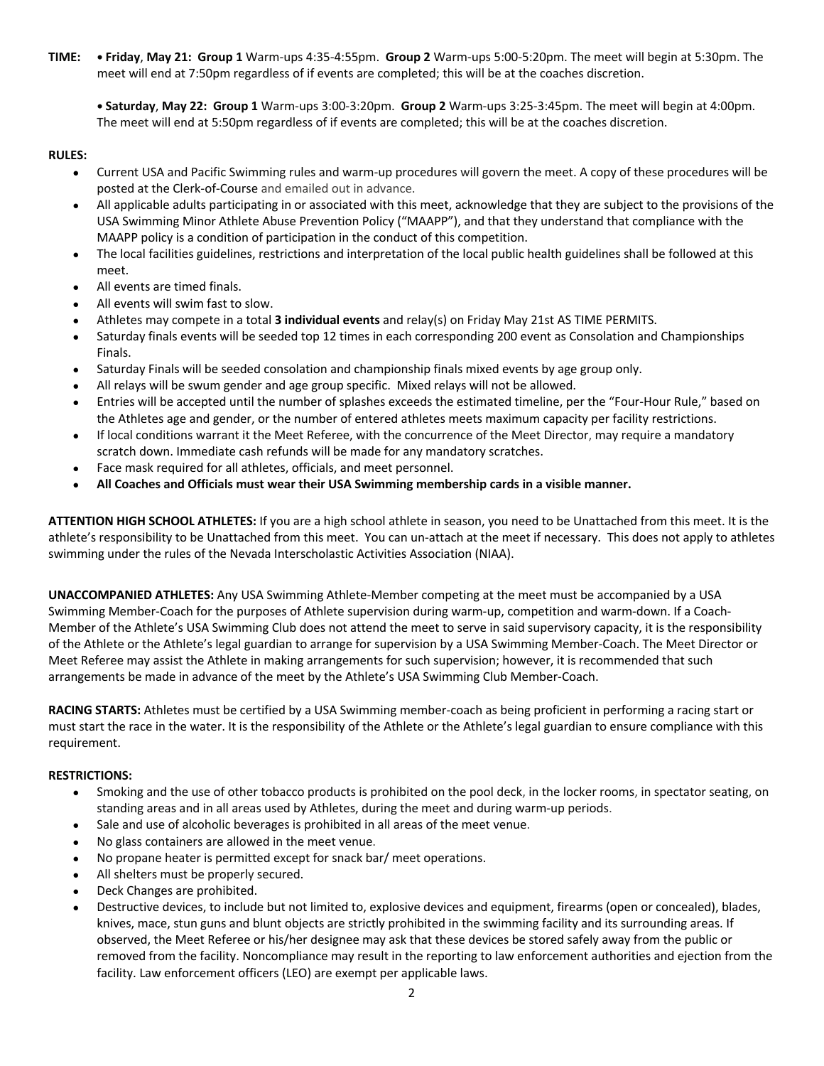**TIME:** • **Friday**, **May 21: Group 1** Warm-ups 4:35-4:55pm. **Group 2** Warm-ups 5:00-5:20pm. The meet will begin at 5:30pm. The meet will end at 7:50pm regardless of if events are completed; this will be at the coaches discretion.

• **Saturday**, **May 22: Group 1** Warm-ups 3:00-3:20pm. **Group 2** Warm-ups 3:25-3:45pm. The meet will begin at 4:00pm. The meet will end at 5:50pm regardless of if events are completed; this will be at the coaches discretion.

**RULES:**

- Current USA and Pacific Swimming rules and warm-up procedures will govern the meet. A copy of these procedures will be posted at the Clerk-of-Course and emailed out in advance.
- All applicable adults participating in or associated with this meet, acknowledge that they are subject to the provisions of the USA Swimming Minor Athlete Abuse Prevention Policy ("MAAPP"), and that they understand that compliance with the MAAPP policy is a condition of participation in the conduct of this competition.
- The local facilities guidelines, restrictions and interpretation of the local public health guidelines shall be followed at this meet.
- All events are timed finals.
- All events will swim fast to slow.
- Athletes may compete in a total **3 individual events** and relay(s) on Friday May 21st AS TIME PERMITS.
- Saturday finals events will be seeded top 12 times in each corresponding 200 event as Consolation and Championships Finals.
- Saturday Finals will be seeded consolation and championship finals mixed events by age group only.
- All relays will be swum gender and age group specific. Mixed relays will not be allowed.
- Entries will be accepted until the number of splashes exceeds the estimated timeline, per the "Four-Hour Rule," based on the Athletes age and gender, or the number of entered athletes meets maximum capacity per facility restrictions.
- If local conditions warrant it the Meet Referee, with the concurrence of the Meet Director, may require a mandatory scratch down. Immediate cash refunds will be made for any mandatory scratches.
- Face mask required for all athletes, officials, and meet personnel.
- **All Coaches and Officials must wear their USA Swimming membership cards in a visible manner.**

**ATTENTION HIGH SCHOOL ATHLETES:** If you are a high school athlete in season, you need to be Unattached from this meet. It is the athlete's responsibility to be Unattached from this meet. You can un-attach at the meet if necessary. This does not apply to athletes swimming under the rules of the Nevada Interscholastic Activities Association (NIAA).

**UNACCOMPANIED ATHLETES:** Any USA Swimming Athlete-Member competing at the meet must be accompanied by a USA Swimming Member-Coach for the purposes of Athlete supervision during warm-up, competition and warm-down. If a Coach-Member of the Athlete's USA Swimming Club does not attend the meet to serve in said supervisory capacity, it is the responsibility of the Athlete or the Athlete's legal guardian to arrange for supervision by a USA Swimming Member-Coach. The Meet Director or Meet Referee may assist the Athlete in making arrangements for such supervision; however, it is recommended that such arrangements be made in advance of the meet by the Athlete's USA Swimming Club Member-Coach.

**RACING STARTS:** Athletes must be certified by a USA Swimming member-coach as being proficient in performing a racing start or must start the race in the water. It is the responsibility of the Athlete or the Athlete's legal guardian to ensure compliance with this requirement.

**RESTRICTIONS:**

- Smoking and the use of other tobacco products is prohibited on the pool deck, in the locker rooms, in spectator seating, on standing areas and in all areas used by Athletes, during the meet and during warm-up periods.
- Sale and use of alcoholic beverages is prohibited in all areas of the meet venue.
- No glass containers are allowed in the meet venue.
- No propane heater is permitted except for snack bar/ meet operations.
- All shelters must be properly secured.
- Deck Changes are prohibited.
- Destructive devices, to include but not limited to, explosive devices and equipment, firearms (open or concealed), blades, knives, mace, stun guns and blunt objects are strictly prohibited in the swimming facility and its surrounding areas. If observed, the Meet Referee or his/her designee may ask that these devices be stored safely away from the public or removed from the facility. Noncompliance may result in the reporting to law enforcement authorities and ejection from the facility. Law enforcement officers (LEO) are exempt per applicable laws.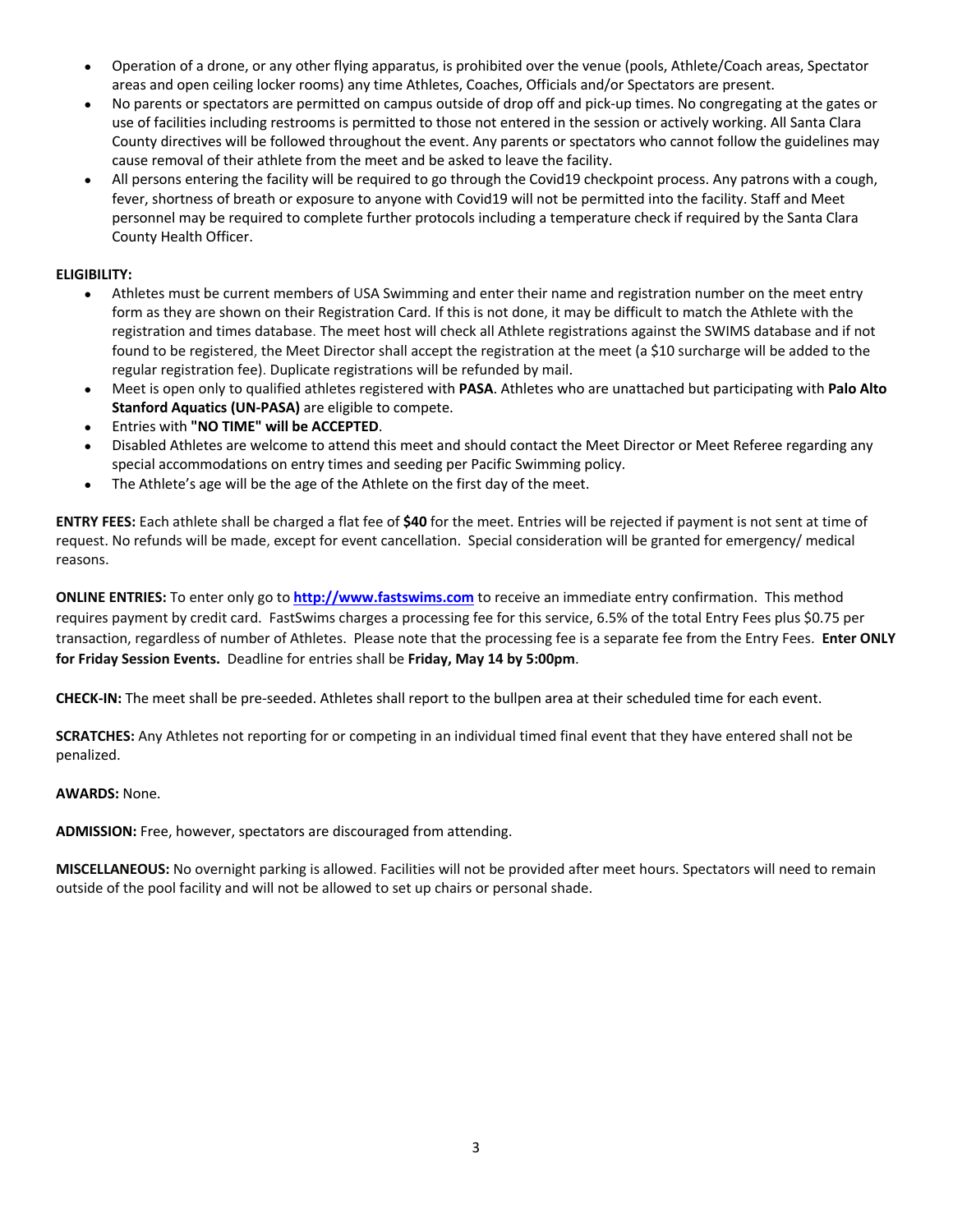- Operation of a drone, or any other flying apparatus, is prohibited over the venue (pools, Athlete/Coach areas, Spectator areas and open ceiling locker rooms) any time Athletes, Coaches, Officials and/or Spectators are present.
- No parents or spectators are permitted on campus outside of drop off and pick-up times. No congregating at the gates or use of facilities including restrooms is permitted to those not entered in the session or actively working. All Santa Clara County directives will be followed throughout the event. Any parents or spectators who cannot follow the guidelines may cause removal of their athlete from the meet and be asked to leave the facility.
- All persons entering the facility will be required to go through the Covid19 checkpoint process. Any patrons with a cough, fever, shortness of breath or exposure to anyone with Covid19 will not be permitted into the facility. Staff and Meet personnel may be required to complete further protocols including a temperature check if required by the Santa Clara County Health Officer.

**ELIGIBILITY:**

- Athletes must be current members of USA Swimming and enter their name and registration number on the meet entry form as they are shown on their Registration Card. If this is not done, it may be difficult to match the Athlete with the registration and times database. The meet host will check all Athlete registrations against the SWIMS database and if not found to be registered, the Meet Director shall accept the registration at the meet (a $10 surcharge will be added to the regular registration fee). Duplicate registrations will be refunded by mail.
- Meet is open only to qualified athletes registered with **PASA**. Athletes who are unattached but participating with **Palo Alto Stanford Aquatics (UN-PASA)** are eligible to compete.
- Entries with **"NO TIME" will be ACCEPTED**.
- Disabled Athletes are welcome to attend this meet and should contact the Meet Director or Meet Referee regarding any special accommodations on entry times and seeding per Pacific Swimming policy.
- The Athlete's age will be the age of the Athlete on the first day of the meet.

**ENTRY FEES:** Each athlete shall be charged a flat fee of **$40** for the meet. Entries will be rejected if payment is not sent at time of request. No refunds will be made, except for event cancellation. Special consideration will be granted for emergency/ medical reasons.

**ONLINE ENTRIES:** To enter only go to **[http://www.fastswims.com](http://www.fastswims.com)** to receive an immediate entry confirmation. This method requires payment by credit card. FastSwims charges a processing fee for this service, 6.5% of the total Entry Fees plus $0.75 per transaction, regardless of number of Athletes. Please note that the processing fee is a separate fee from the Entry Fees. **Enter ONLY for Friday Session Events.** Deadline for entries shall be **Friday, May 14 by 5:00pm**.

**CHECK-IN:** The meet shall be pre-seeded. Athletes shall report to the bullpen area at their scheduled time for each event.

**SCRATCHES:** Any Athletes not reporting for or competing in an individual timed final event that they have entered shall not be penalized.

**AWARDS:** None.

**ADMISSION:** Free, however, spectators are discouraged from attending.

**MISCELLANEOUS:** No overnight parking is allowed. Facilities will not be provided after meet hours. Spectators will need to remain outside of the pool facility and will not be allowed to set up chairs or personal shade.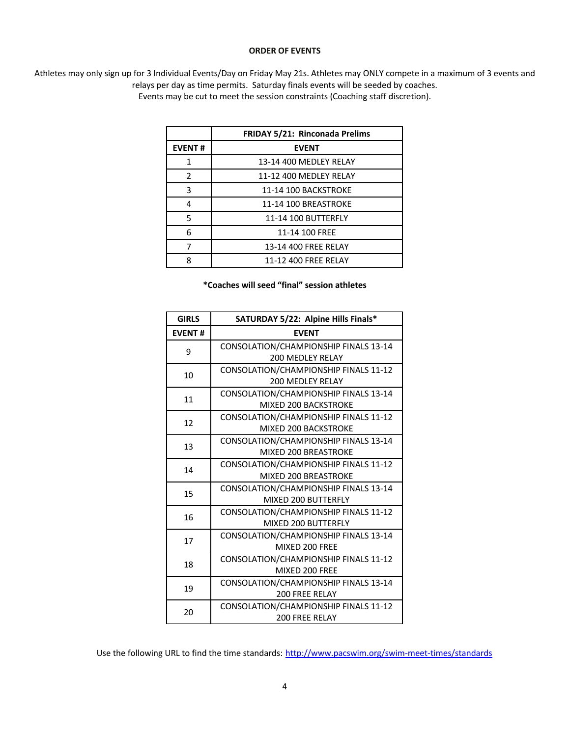**ORDER OF EVENTS**

Athletes may only sign up for 3 Individual Events/Day on Friday May 21s. Athletes may ONLY compete in a maximum of 3 events and relays per day as time permits. Saturday finals events will be seeded by coaches.
Events may be cut to meet the session constraints (Coaching staff discretion).

| | FRIDAY 5/21: Rinconada Prelims |
|---|---|
| EVENT # | EVENT |
| 1 | 13-14 400 MEDLEY RELAY |
| 2 | 11-12 400 MEDLEY RELAY |
| 3 | 11-14 100 BACKSTROKE |
| 4 | 11-14 100 BREASTROKE |
| 5 | 11-14 100 BUTTERFLY |
| 6 | 11-14 100 FREE |
| 7 | 13-14 400 FREE RELAY |
| 8 | 11-12 400 FREE RELAY |

**\*Coaches will seed "final" session athletes**

| GIRLS | SATURDAY 5/22: Alpine Hills Finals* |
|---|---|
| EVENT # | EVENT |
| 9 | CONSOLATION/CHAMPIONSHIP FINALS 13-14 200 MEDLEY RELAY |
| 10 | CONSOLATION/CHAMPIONSHIP FINALS 11-12 200 MEDLEY RELAY |
| 11 | CONSOLATION/CHAMPIONSHIP FINALS 13-14 MIXED 200 BACKSTROKE |
| 12 | CONSOLATION/CHAMPIONSHIP FINALS 11-12 MIXED 200 BACKSTROKE |
| 13 | CONSOLATION/CHAMPIONSHIP FINALS 13-14 MIXED 200 BREASTROKE |
| 14 | CONSOLATION/CHAMPIONSHIP FINALS 11-12 MIXED 200 BREASTROKE |
| 15 | CONSOLATION/CHAMPIONSHIP FINALS 13-14 MIXED 200 BUTTERFLY |
| 16 | CONSOLATION/CHAMPIONSHIP FINALS 11-12 MIXED 200 BUTTERFLY |
| 17 | CONSOLATION/CHAMPIONSHIP FINALS 13-14 MIXED 200 FREE |
| 18 | CONSOLATION/CHAMPIONSHIP FINALS 11-12 MIXED 200 FREE |
| 19 | CONSOLATION/CHAMPIONSHIP FINALS 13-14 200 FREE RELAY |
| 20 | CONSOLATION/CHAMPIONSHIP FINALS 11-12 200 FREE RELAY |

Use the following URL to find the time standards: [http://www.pacswim.org/swim-meet-times/standards](http://www.pacswim.org/swim-meet-times/standards)